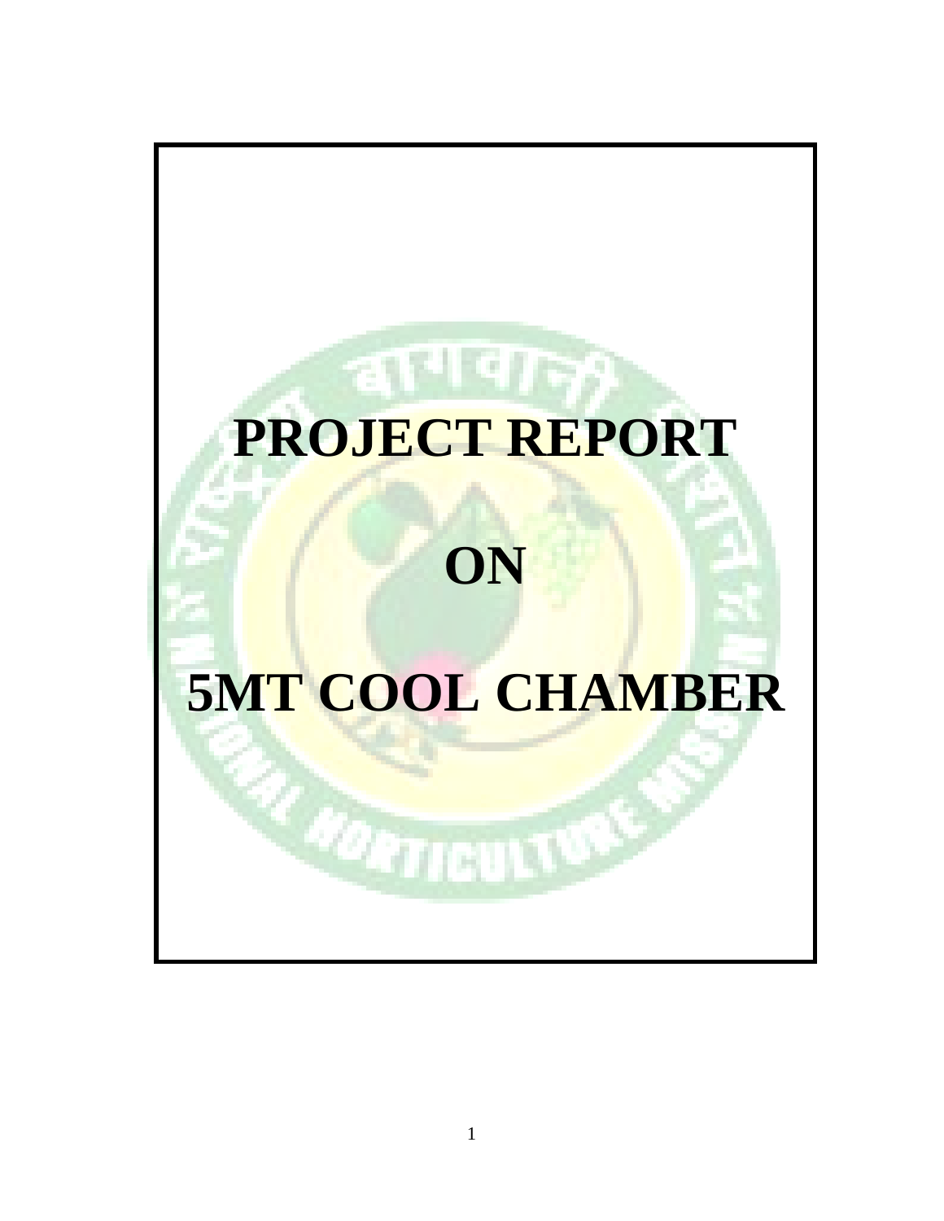# PROJECT REPORT

# ON

# 5MT COOL CHAMBER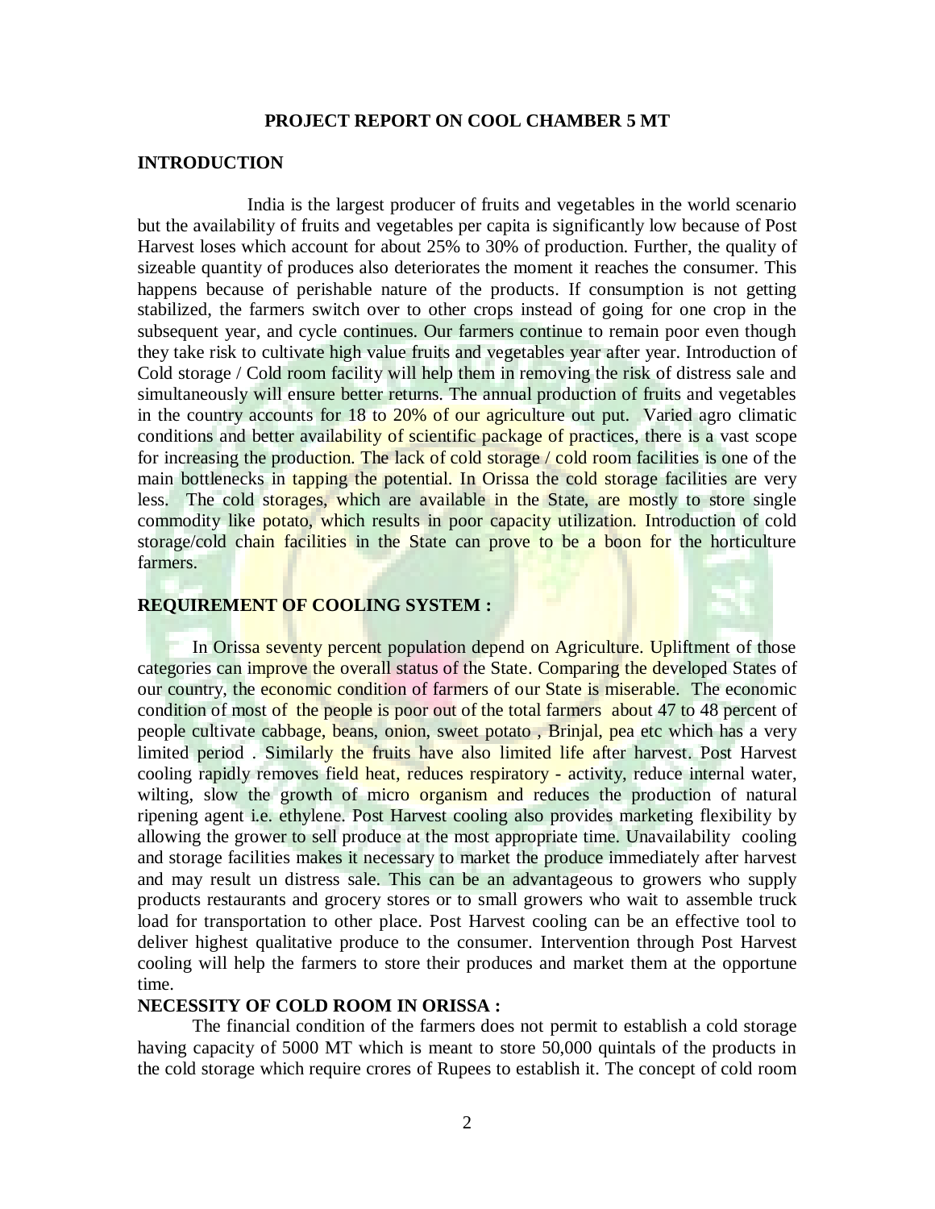# PROJECT REPORT ON COOL CHAMBER 5 MT

## INTRODUCTION

India is the largest producer of fruits and vegetables in the world scenario but the availability of fruits and vegetables per capita is significantly low because of Post Harvest loses which account for about 25% to 30% of production. Further, the quality of sizeable quantity of produces also deteriorates the moment it reaches the consumer. This happens because of perishable nature of the products. If consumption is not getting stabilized, the farmers switch over to other crops instead of going for one crop in the subsequent year, and cycle continues. Our farmers continue to remain poor even though they take risk to cultivate high value fruits and vegetables year after year. Introduction of Cold storage / Cold room facility will help them in removing the risk of distress sale and simultaneously will ensure better returns. The annual production of fruits and vegetables in the country accounts for 18 to 20% of our agriculture out put. Varied agro climatic conditions and better availability of scientific package of practices, there is a vast scope for increasing the production. The lack of cold storage / cold room facilities is one of the main bottlenecks in tapping the potential. In Orissa the cold storage facilities are very less. The cold storages, which are available in the State, are mostly to store single commodity like potato, which results in poor capacity utilization. Introduction of cold storage/cold chain facilities in the State can prove to be a boon for the horticulture farmers.

## REQUIREMENT OF COOLING SYSTEM :

In Orissa seventy percent population depend on Agriculture. Upliftment of those categories can improve the overall status of the State. Comparing the developed States of our country, the economic condition of farmers of our State is miserable. The economic condition of most of the people is poor out of the total farmers about 47 to 48 percent of people cultivate cabbage, beans, onion, sweet potato , Brinjal, pea etc which has a very limited period . Similarly the fruits have also limited life after harvest. Post Harvest cooling rapidly removes field heat, reduces respiratory - activity, reduce internal water, wilting, slow the growth of micro organism and reduces the production of natural ripening agent i.e. ethylene. Post Harvest cooling also provides marketing flexibility by allowing the grower to sell produce at the most appropriate time. Unavailability cooling and storage facilities makes it necessary to market the produce immediately after harvest and may result un distress sale. This can be an advantageous to growers who supply products restaurants and grocery stores or to small growers who wait to assemble truck load for transportation to other place. Post Harvest cooling can be an effective tool to deliver highest qualitative produce to the consumer. Intervention through Post Harvest cooling will help the farmers to store their produces and market them at the opportune time.

## NECESSITY OF COLD ROOM IN ORISSA :

The financial condition of the farmers does not permit to establish a cold storage having capacity of 5000 MT which is meant to store 50,000 quintals of the products in the cold storage which require crores of Rupees to establish it. The concept of cold room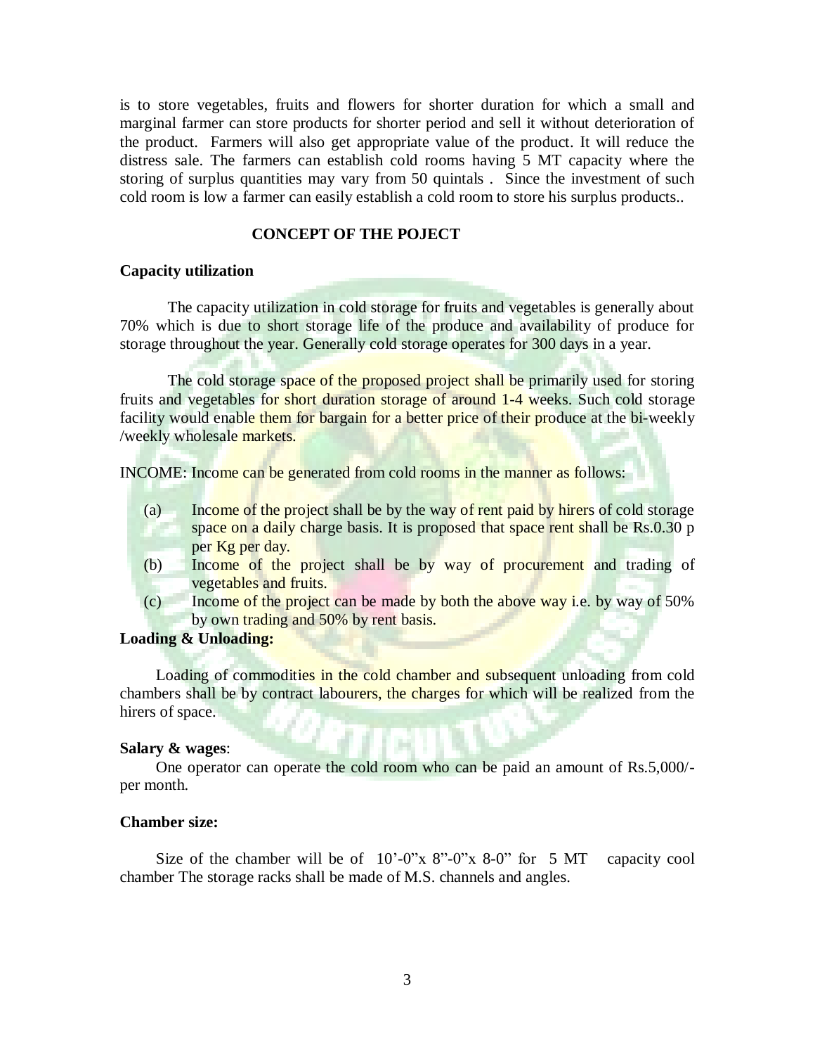is to store vegetables, fruits and flowers for shorter duration for which a small and marginal farmer can store products for shorter period and sell it without deterioration of the product. Farmers will also get appropriate value of the product. It will reduce the distress sale. The farmers can establish cold rooms having 5 MT capacity where the storing of surplus quantities may vary from 50 quintals . Since the investment of such cold room is low a farmer can easily establish a cold room to store his surplus products..

## CONCEPT OF THE POJECT

**Capacity utilization**

The capacity utilization in cold storage for fruits and vegetables is generally about 70% which is due to short storage life of the produce and availability of produce for storage throughout the year. Generally cold storage operates for 300 days in a year.

The cold storage space of the proposed project shall be primarily used for storing fruits and vegetables for short duration storage of around 1-4 weeks. Such cold storage facility would enable them for bargain for a better price of their produce at the bi-weekly /weekly wholesale markets.

INCOME: Income can be generated from cold rooms in the manner as follows:

(a) Income of the project shall be by the way of rent paid by hirers of cold storage space on a daily charge basis. It is proposed that space rent shall be Rs.0.30 p per Kg per day.

(b) Income of the project shall be by way of procurement and trading of vegetables and fruits.

(c) Income of the project can be made by both the above way i.e. by way of 50% by own trading and 50% by rent basis.

**Loading & Unloading:**

Loading of commodities in the cold chamber and subsequent unloading from cold chambers shall be by contract labourers, the charges for which will be realized from the hirers of space.

**Salary & wages**:

One operator can operate the cold room who can be paid an amount of Rs.5,000/- per month.

**Chamber size:**

Size of the chamber will be of 10'-0"x 8"-0"x 8-0" for 5 MT capacity cool chamber The storage racks shall be made of M.S. channels and angles.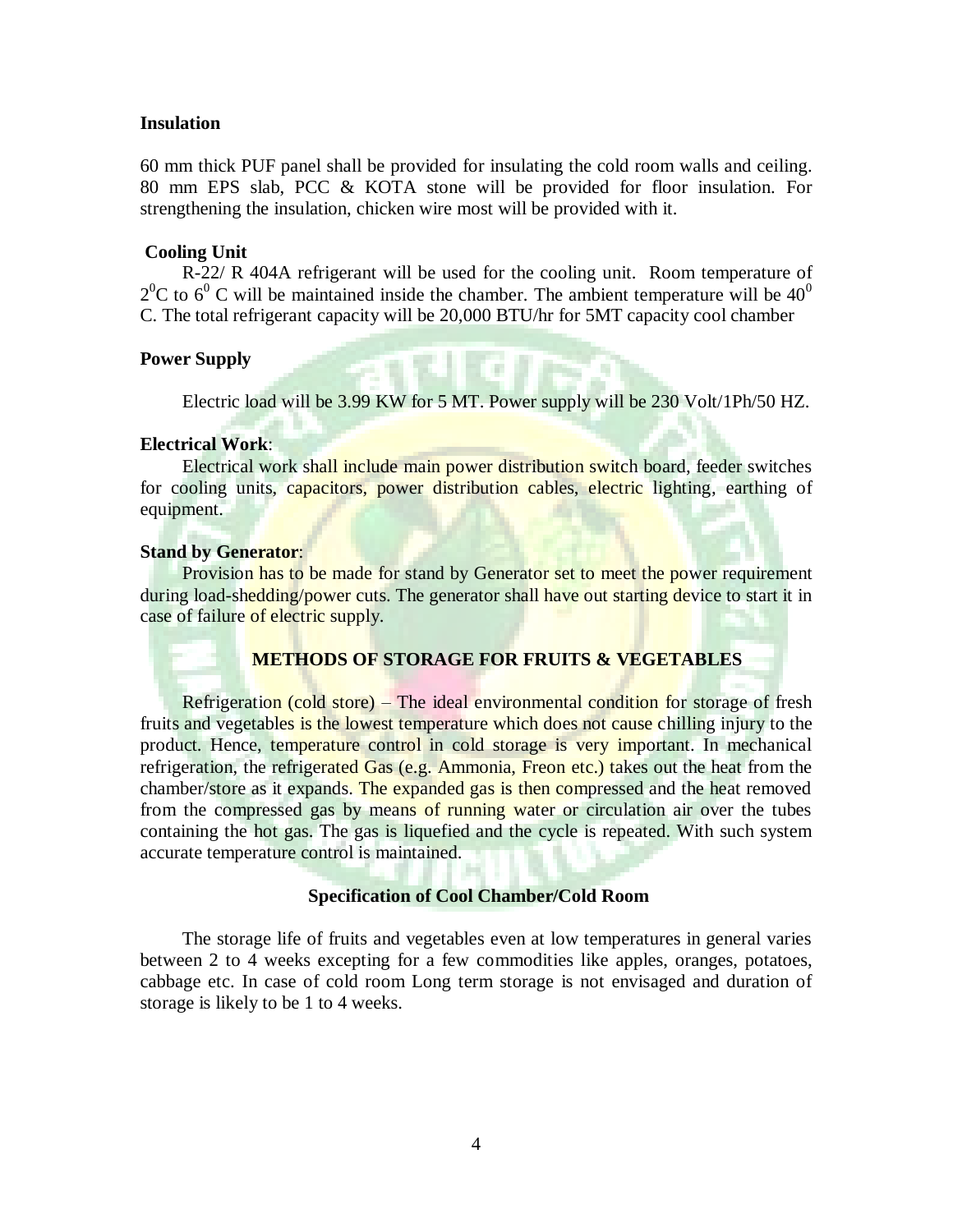**Insulation**

60 mm thick PUF panel shall be provided for insulating the cold room walls and ceiling. 80 mm EPS slab, PCC & KOTA stone will be provided for floor insulation. For strengthening the insulation, chicken wire most will be provided with it.

**Cooling Unit**

R-22/ R 404A refrigerant will be used for the cooling unit. Room temperature of $2^0$C to $6^0$ C will be maintained inside the chamber. The ambient temperature will be $40^0$ C. The total refrigerant capacity will be 20,000 BTU/hr for 5MT capacity cool chamber

**Power Supply**

Electric load will be 3.99 KW for 5 MT. Power supply will be 230 Volt/1Ph/50 HZ.

**Electrical Work**:

Electrical work shall include main power distribution switch board, feeder switches for cooling units, capacitors, power distribution cables, electric lighting, earthing of equipment.

**Stand by Generator**:

Provision has to be made for stand by Generator set to meet the power requirement during load-shedding/power cuts. The generator shall have out starting device to start it in case of failure of electric supply.

## METHODS OF STORAGE FOR FRUITS & VEGETABLES

Refrigeration (cold store) – The ideal environmental condition for storage of fresh fruits and vegetables is the lowest temperature which does not cause chilling injury to the product. Hence, temperature control in cold storage is very important. In mechanical refrigeration, the refrigerated Gas (e.g. Ammonia, Freon etc.) takes out the heat from the chamber/store as it expands. The expanded gas is then compressed and the heat removed from the compressed gas by means of running water or circulation air over the tubes containing the hot gas. The gas is liquefied and the cycle is repeated. With such system accurate temperature control is maintained.

### Specification of Cool Chamber/Cold Room

The storage life of fruits and vegetables even at low temperatures in general varies between 2 to 4 weeks excepting for a few commodities like apples, oranges, potatoes, cabbage etc. In case of cold room Long term storage is not envisaged and duration of storage is likely to be 1 to 4 weeks.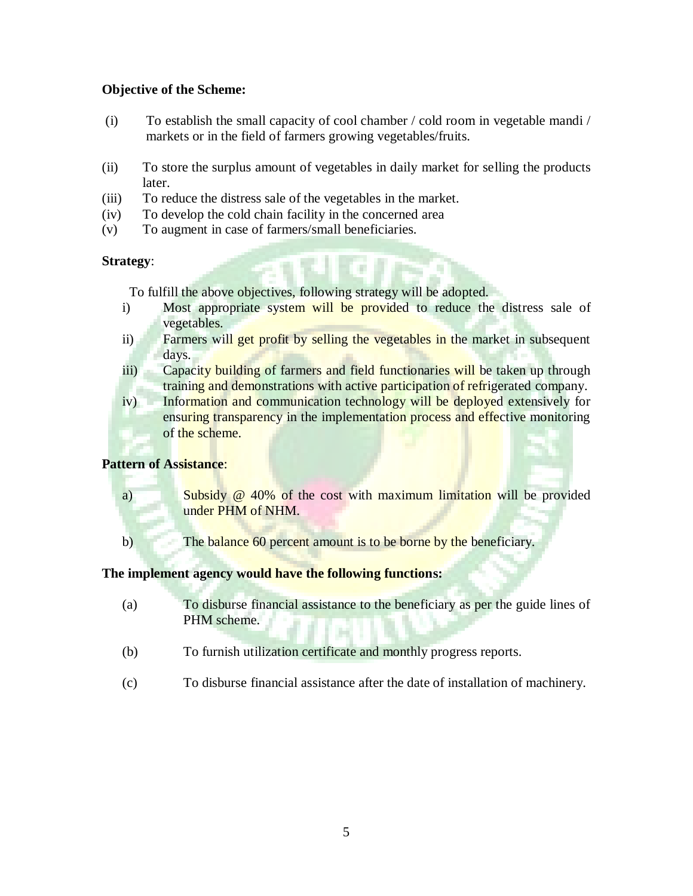**Objective of the Scheme:**

(i) To establish the small capacity of cool chamber / cold room in vegetable mandi / markets or in the field of farmers growing vegetables/fruits.

(ii) To store the surplus amount of vegetables in daily market for selling the products later.

(iii) To reduce the distress sale of the vegetables in the market.

(iv) To develop the cold chain facility in the concerned area

(v) To augment in case of farmers/small beneficiaries.

**Strategy**:

To fulfill the above objectives, following strategy will be adopted.

i) Most appropriate system will be provided to reduce the distress sale of vegetables.

ii) Farmers will get profit by selling the vegetables in the market in subsequent days.

iii) Capacity building of farmers and field functionaries will be taken up through training and demonstrations with active participation of refrigerated company.

iv) Information and communication technology will be deployed extensively for ensuring transparency in the implementation process and effective monitoring of the scheme.

**Pattern of Assistance**:

a) Subsidy @ 40% of the cost with maximum limitation will be provided under PHM of NHM.

b) The balance 60 percent amount is to be borne by the beneficiary.

**The implement agency would have the following functions:**

(a) To disburse financial assistance to the beneficiary as per the guide lines of PHM scheme.

(b) To furnish utilization certificate and monthly progress reports.

(c) To disburse financial assistance after the date of installation of machinery.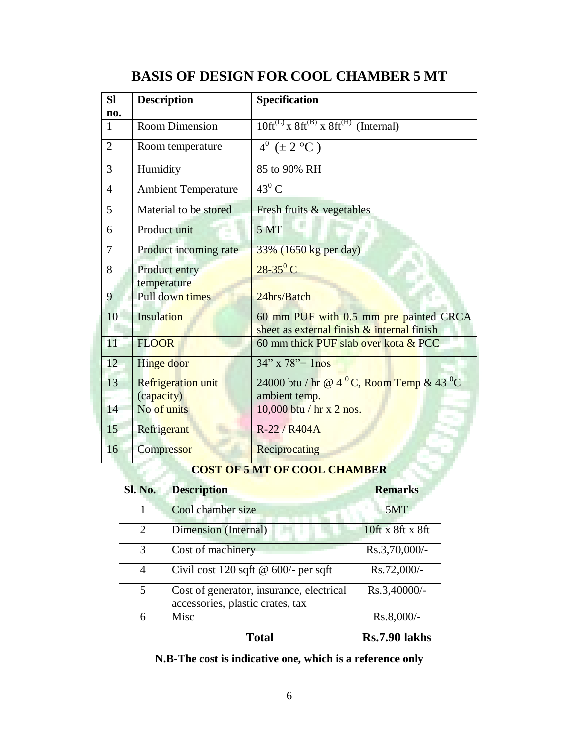# BASIS OF DESIGN FOR COOL CHAMBER 5 MT

| Sl no. | Description | Specification |
|---|---|---|
| 1 | Room Dimension | $10ft^{(L)}$ x $8ft^{(B)}$ x $8ft^{(H)}$ (Internal) |
| 2 | Room temperature | $4^0$ (± 2 °C ) |
| 3 | Humidity | 85 to 90% RH |
| 4 | Ambient Temperature | $43^0$ C |
| 5 | Material to be stored | Fresh fruits & vegetables |
| 6 | Product unit | 5 MT |
| 7 | Product incoming rate | 33% (1650 kg per day) |
| 8 | Product entry temperature | 28-$35^0$ C |
| 9 | Pull down times | 24hrs/Batch |
| 10 | Insulation | 60 mm PUF with 0.5 mm pre painted CRCA sheet as external finish & internal finish |
| 11 | FLOOR | 60 mm thick PUF slab over kota & PCC |
| 12 | Hinge door | 34" x 78"= 1nos |
| 13 | Refrigeration unit (capacity) | 24000 btu / hr @ 4 $^0$C, Room Temp & 43 $^0$C ambient temp. |
| 14 | No of units | 10,000 btu / hr x 2 nos. |
| 15 | Refrigerant | R-22 / R404A |
| 16 | Compressor | Reciprocating |

**COST OF 5 MT OF COOL CHAMBER**

| Sl. No. | Description | Remarks |
|---|---|---|
| 1 | Cool chamber size | 5MT |
| 2 | Dimension (Internal) | 10ft x 8ft x 8ft |
| 3 | Cost of machinery | Rs.3,70,000/- |
| 4 | Civil cost 120 sqft @ 600/- per sqft | Rs.72,000/- |
| 5 | Cost of generator, insurance, electrical accessories, plastic crates, tax | Rs.3,40000/- |
| 6 | Misc | Rs.8,000/- |
| | **Total** | **Rs.7.90 lakhs** |

**N.B-The cost is indicative one, which is a reference only**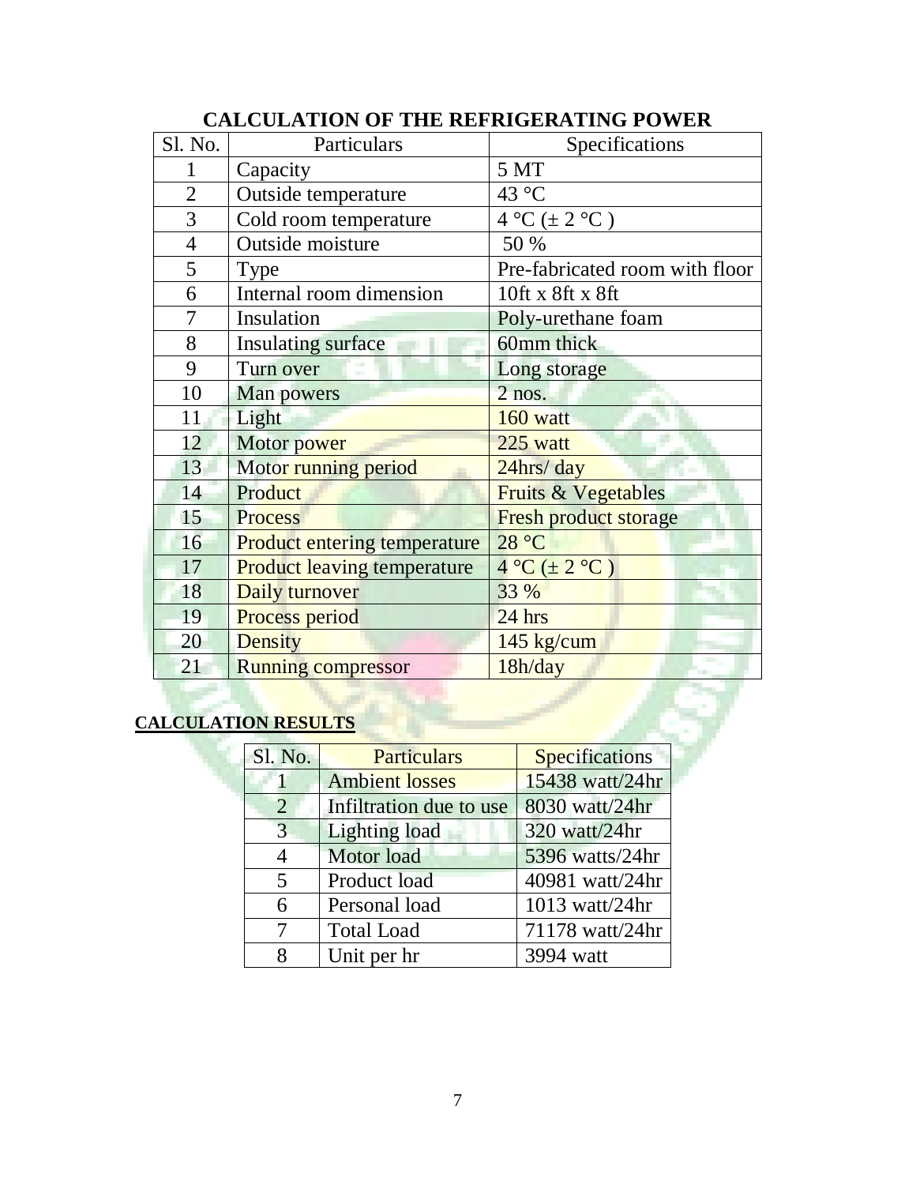## CALCULATION OF THE REFRIGERATING POWER

| Sl. No. | Particulars | Specifications |
|---|---|---|
| 1 | Capacity | 5 MT |
| 2 | Outside temperature | 43 °C |
| 3 | Cold room temperature | 4 °C (± 2 °C ) |
| 4 | Outside moisture | 50 % |
| 5 | Type | Pre-fabricated room with floor |
| 6 | Internal room dimension | 10ft x 8ft x 8ft |
| 7 | Insulation | Poly-urethane foam |
| 8 | Insulating surface | 60mm thick |
| 9 | Turn over | Long storage |
| 10 | Man powers | 2 nos. |
| 11 | Light | 160 watt |
| 12 | Motor power | 225 watt |
| 13 | Motor running period | 24hrs/ day |
| 14 | Product | Fruits & Vegetables |
| 15 | Process | Fresh product storage |
| 16 | Product entering temperature | 28 °C |
| 17 | Product leaving temperature | 4 °C (± 2 °C ) |
| 18 | Daily turnover | 33 % |
| 19 | Process period | 24 hrs |
| 20 | Density | 145 kg/cum |
| 21 | Running compressor | 18h/day |

**CALCULATION RESULTS**

| Sl. No. | Particulars | Specifications |
|---|---|---|
| 1 | Ambient losses | 15438 watt/24hr |
| 2 | Infiltration due to use | 8030 watt/24hr |
| 3 | Lighting load | 320 watt/24hr |
| 4 | Motor load | 5396 watts/24hr |
| 5 | Product load | 40981 watt/24hr |
| 6 | Personal load | 1013 watt/24hr |
| 7 | Total Load | 71178 watt/24hr |
| 8 | Unit per hr | 3994 watt |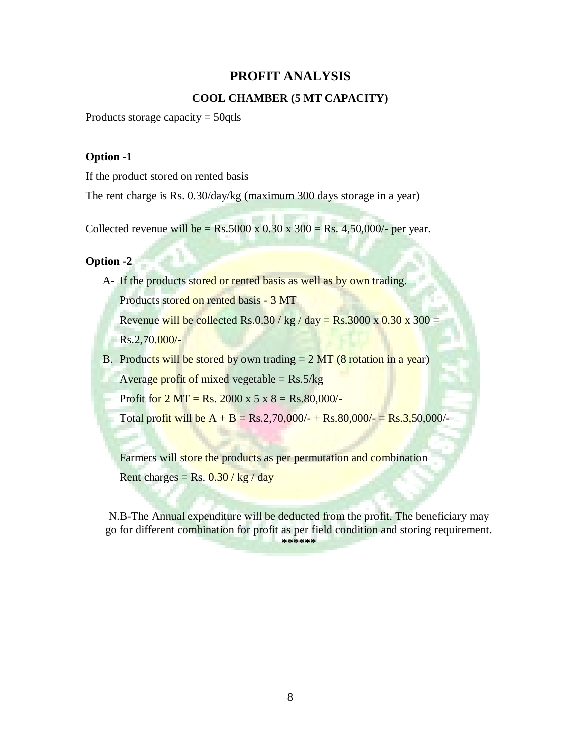## PROFIT ANALYSIS

### COOL CHAMBER (5 MT CAPACITY)

Products storage capacity = 50qtls

**Option -1**

If the product stored on rented basis

The rent charge is Rs. 0.30/day/kg (maximum 300 days storage in a year)

Collected revenue will be = Rs.5000 x 0.30 x 300 = Rs. 4,50,000/- per year.

**Option -2**

A- If the products stored or rented basis as well as by own trading.

Products stored on rented basis - 3 MT

Revenue will be collected Rs.0.30 / kg / day = Rs.3000 x 0.30 x 300 = Rs.2,70.000/-

B. Products will be stored by own trading = 2 MT (8 rotation in a year)

Average profit of mixed vegetable = Rs.5/kg

Profit for 2 MT = Rs. 2000 x 5 x 8 = Rs.80,000/-

Total profit will be A + B = Rs.2,70,000/- + Rs.80,000/- = Rs.3,50,000/-

Farmers will store the products as per permutation and combination

Rent charges = Rs. 0.30 / kg / day

N.B-The Annual expenditure will be deducted from the profit. The beneficiary may go for different combination for profit as per field condition and storing requirement.

******